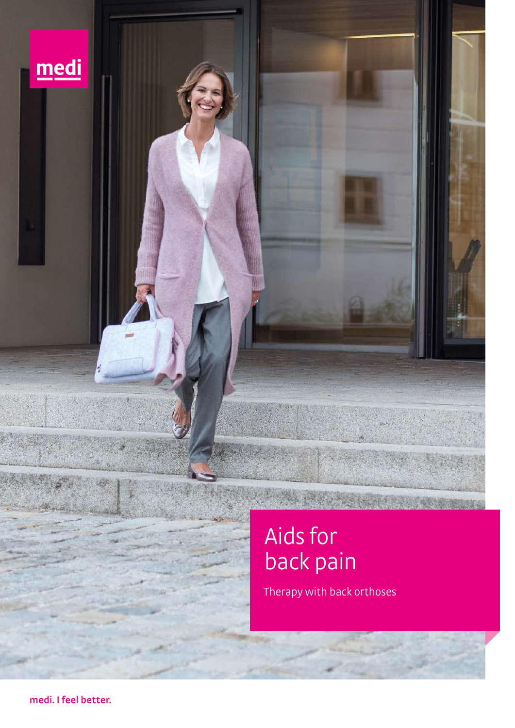medi

# Aids for back pain

Therapy with back orthoses

**medi. I feel better.**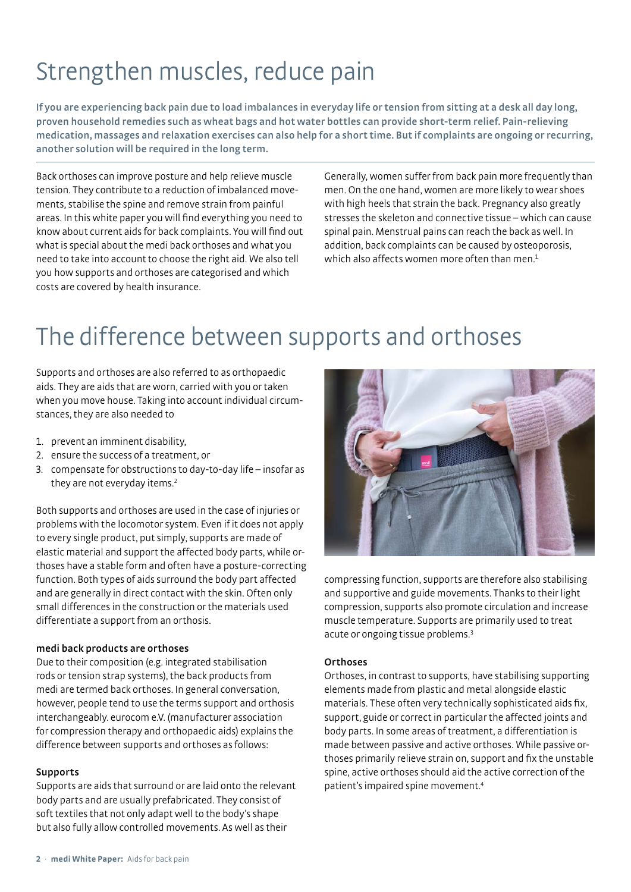# Strengthen muscles, reduce pain

**If you are experiencing back pain due to load imbalances in everyday life or tension from sitting at a desk all day long, proven household remedies such as wheat bags and hot water bottles can provide short-term relief. Pain-relieving medication, massages and relaxation exercises can also help for a short time. But if complaints are ongoing or recurring, another solution will be required in the long term.**

Back orthoses can improve posture and help relieve muscle tension. They contribute to a reduction of imbalanced movements, stabilise the spine and remove strain from painful areas. In this white paper you will find everything you need to know about current aids for back complaints. You will find out what is special about the medi back orthoses and what you need to take into account to choose the right aid. We also tell you how supports and orthoses are categorised and which costs are covered by health insurance.

Generally, women suffer from back pain more frequently than men. On the one hand, women are more likely to wear shoes with high heels that strain the back. Pregnancy also greatly stresses the skeleton and connective tissue – which can cause spinal pain. Menstrual pains can reach the back as well. In addition, back complaints can be caused by osteoporosis, which also affects women more often than men.[1]

# The difference between supports and orthoses

Supports and orthoses are also referred to as orthopaedic aids. They are aids that are worn, carried with you or taken when you move house. Taking into account individual circumstances, they are also needed to

1. prevent an imminent disability,
2. ensure the success of a treatment, or
3. compensate for obstructions to day-to-day life – insofar as they are not everyday items.[2]

Both supports and orthoses are used in the case of injuries or problems with the locomotor system. Even if it does not apply to every single product, put simply, supports are made of elastic material and support the affected body parts, while orthoses have a stable form and often have a posture-correcting function. Both types of aids surround the body part affected and are generally in direct contact with the skin. Often only small differences in the construction or the materials used differentiate a support from an orthosis.

**medi back products are orthoses**

Due to their composition (e.g. integrated stabilisation rods or tension strap systems), the back products from medi are termed back orthoses. In general conversation, however, people tend to use the terms support and orthosis interchangeably. eurocom e.V. (manufacturer association for compression therapy and orthopaedic aids) explains the difference between supports and orthoses as follows:

**Supports**

Supports are aids that surround or are laid onto the relevant body parts and are usually prefabricated. They consist of soft textiles that not only adapt well to the body's shape but also fully allow controlled movements. As well as their compressing function, supports are therefore also stabilising and supportive and guide movements. Thanks to their light compression, supports also promote circulation and increase muscle temperature. Supports are primarily used to treat acute or ongoing tissue problems.[3]

**Orthoses**

Orthoses, in contrast to supports, have stabilising supporting elements made from plastic and metal alongside elastic materials. These often very technically sophisticated aids fix, support, guide or correct in particular the affected joints and body parts. In some areas of treatment, a differentiation is made between passive and active orthoses. While passive orthoses primarily relieve strain on, support and fix the unstable spine, active orthoses should aid the active correction of the patient's impaired spine movement.[4]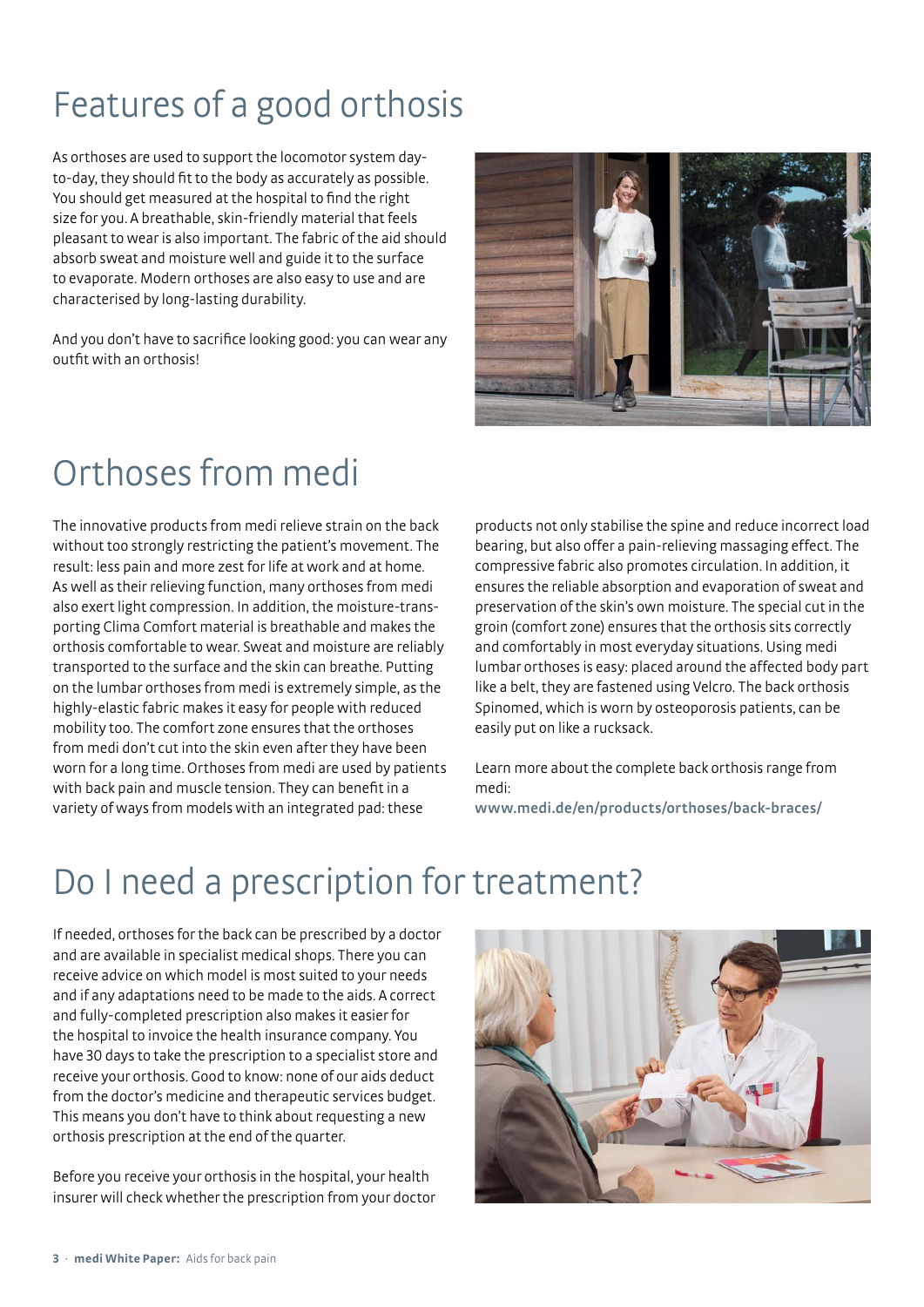# Features of a good orthosis

As orthoses are used to support the locomotor system day-to-day, they should fit to the body as accurately as possible. You should get measured at the hospital to find the right size for you. A breathable, skin-friendly material that feels pleasant to wear is also important. The fabric of the aid should absorb sweat and moisture well and guide it to the surface to evaporate. Modern orthoses are also easy to use and are characterised by long-lasting durability.

And you don't have to sacrifice looking good: you can wear any outfit with an orthosis!

# Orthoses from medi

The innovative products from medi relieve strain on the back without too strongly restricting the patient's movement. The result: less pain and more zest for life at work and at home. As well as their relieving function, many orthoses from medi also exert light compression. In addition, the moisture-transporting Clima Comfort material is breathable and makes the orthosis comfortable to wear. Sweat and moisture are reliably transported to the surface and the skin can breathe. Putting on the lumbar orthoses from medi is extremely simple, as the highly-elastic fabric makes it easy for people with reduced mobility too. The comfort zone ensures that the orthoses from medi don't cut into the skin even after they have been worn for a long time. Orthoses from medi are used by patients with back pain and muscle tension. They can benefit in a variety of ways from models with an integrated pad: these products not only stabilise the spine and reduce incorrect load bearing, but also offer a pain-relieving massaging effect. The compressive fabric also promotes circulation. In addition, it ensures the reliable absorption and evaporation of sweat and preservation of the skin's own moisture. The special cut in the groin (comfort zone) ensures that the orthosis sits correctly and comfortably in most everyday situations. Using medi lumbar orthoses is easy: placed around the affected body part like a belt, they are fastened using Velcro. The back orthosis Spinomed, which is worn by osteoporosis patients, can be easily put on like a rucksack.

Learn more about the complete back orthosis range from medi:
www.medi.de/en/products/orthoses/back-braces/

# Do I need a prescription for treatment?

If needed, orthoses for the back can be prescribed by a doctor and are available in specialist medical shops. There you can receive advice on which model is most suited to your needs and if any adaptations need to be made to the aids. A correct and fully-completed prescription also makes it easier for the hospital to invoice the health insurance company. You have 30 days to take the prescription to a specialist store and receive your orthosis. Good to know: none of our aids deduct from the doctor's medicine and therapeutic services budget. This means you don't have to think about requesting a new orthosis prescription at the end of the quarter.

Before you receive your orthosis in the hospital, your health insurer will check whether the prescription from your doctor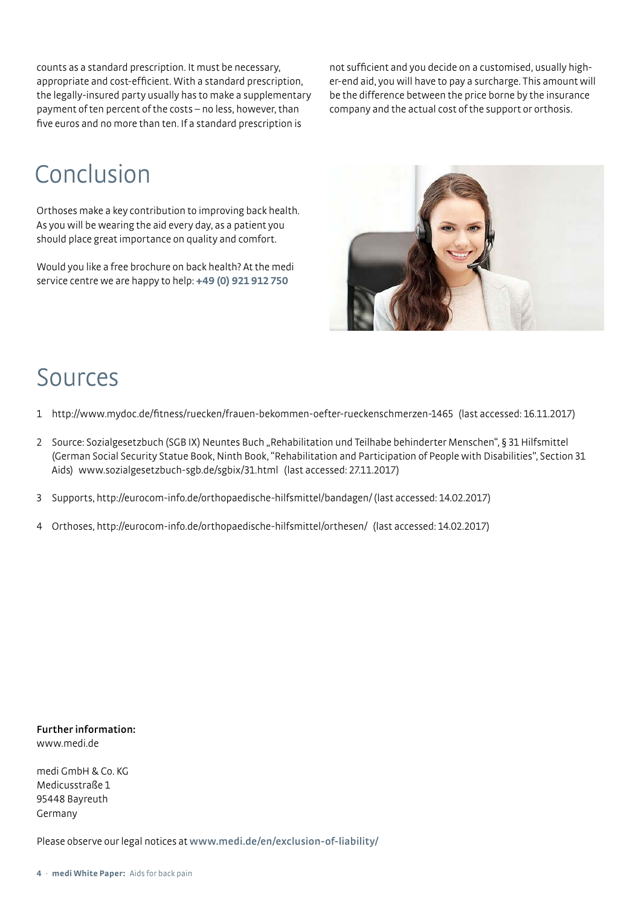counts as a standard prescription. It must be necessary, appropriate and cost-efficient. With a standard prescription, the legally-insured party usually has to make a supplementary payment of ten percent of the costs – no less, however, than five euros and no more than ten. If a standard prescription is not sufficient and you decide on a customised, usually higher-end aid, you will have to pay a surcharge. This amount will be the difference between the price borne by the insurance company and the actual cost of the support or orthosis.

# Conclusion

Orthoses make a key contribution to improving back health. As you will be wearing the aid every day, as a patient you should place great importance on quality and comfort.

Would you like a free brochure on back health? At the medi service centre we are happy to help: **+49 (0) 921 912 750**

# Sources

1 http://www.mydoc.de/fitness/ruecken/frauen-bekommen-oefter-rueckenschmerzen-1465 (last accessed: 16.11.2017)

2 Source: Sozialgesetzbuch (SGB IX) Neuntes Buch „Rehabilitation und Teilhabe behinderter Menschen", § 31 Hilfsmittel (German Social Security Statue Book, Ninth Book, "Rehabilitation and Participation of People with Disabilities", Section 31 Aids) www.sozialgesetzbuch-sgb.de/sgbix/31.html (last accessed: 27.11.2017)

3 Supports, http://eurocom-info.de/orthopaedische-hilfsmittel/bandagen/ (last accessed: 14.02.2017)

4 Orthoses, http://eurocom-info.de/orthopaedische-hilfsmittel/orthesen/ (last accessed: 14.02.2017)

**Further information:**
www.medi.de

medi GmbH & Co. KG
Medicusstraße 1
95448 Bayreuth
Germany

Please observe our legal notices at **www.medi.de/en/exclusion-of-liability/**